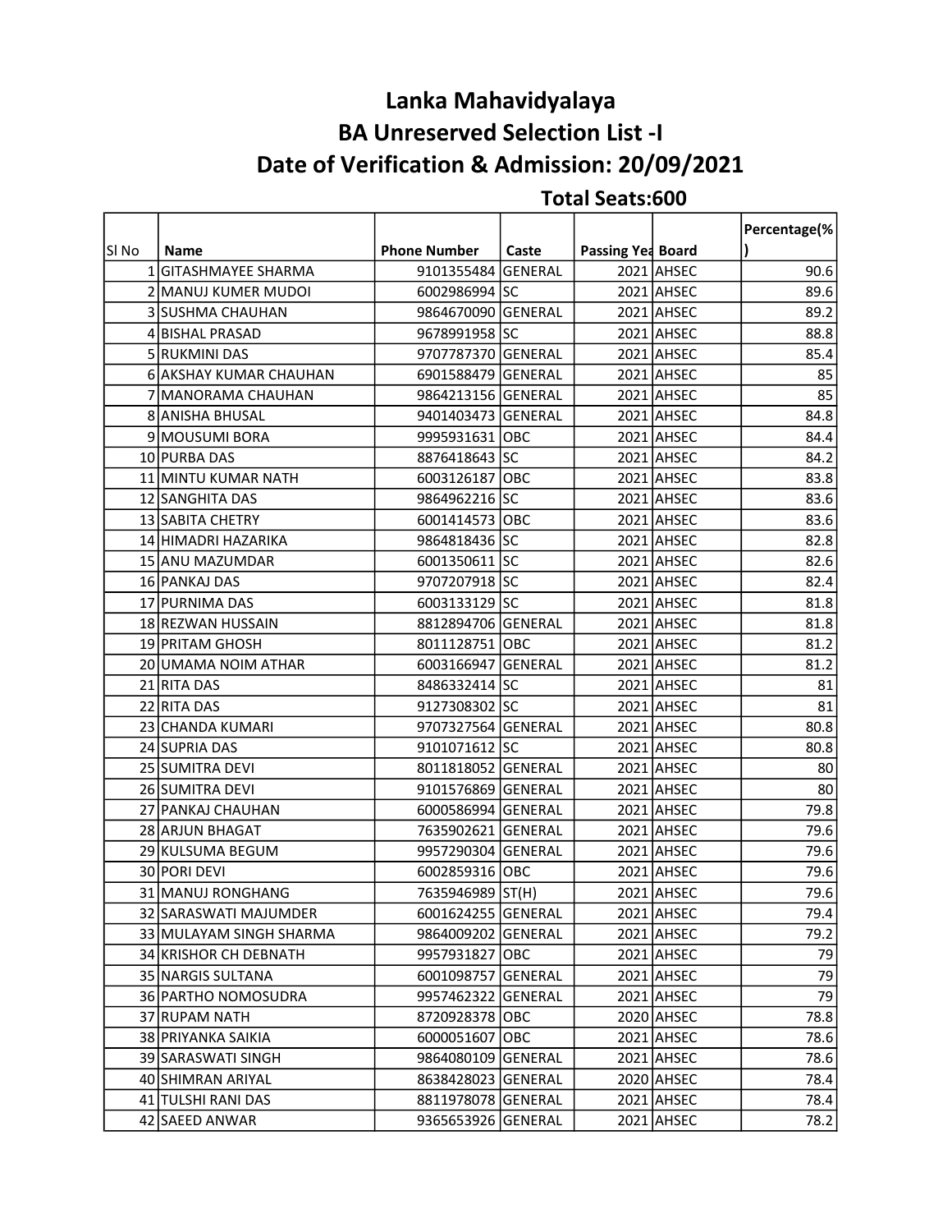# Lanka Mahavidyalaya

## BA Unreserved Selection List -I

## Date of Verification & Admission: 20/09/2021

### Total Seats:600

| Sl No | Name | Phone Number | Caste | Passing Yea | Board | Percentage(%) |
|---|---|---|---|---|---|---|
| 1 | GITASHMAYEE SHARMA | 9101355484 | GENERAL | 2021 | AHSEC | 90.6 |
| 2 | MANUJ KUMER MUDOI | 6002986994 | SC | 2021 | AHSEC | 89.6 |
| 3 | SUSHMA CHAUHAN | 9864670090 | GENERAL | 2021 | AHSEC | 89.2 |
| 4 | BISHAL PRASAD | 9678991958 | SC | 2021 | AHSEC | 88.8 |
| 5 | RUKMINI DAS | 9707787370 | GENERAL | 2021 | AHSEC | 85.4 |
| 6 | AKSHAY KUMAR CHAUHAN | 6901588479 | GENERAL | 2021 | AHSEC | 85 |
| 7 | MANORAMA CHAUHAN | 9864213156 | GENERAL | 2021 | AHSEC | 85 |
| 8 | ANISHA BHUSAL | 9401403473 | GENERAL | 2021 | AHSEC | 84.8 |
| 9 | MOUSUMI BORA | 9995931631 | OBC | 2021 | AHSEC | 84.4 |
| 10 | PURBA DAS | 8876418643 | SC | 2021 | AHSEC | 84.2 |
| 11 | MINTU KUMAR NATH | 6003126187 | OBC | 2021 | AHSEC | 83.8 |
| 12 | SANGHITA DAS | 9864962216 | SC | 2021 | AHSEC | 83.6 |
| 13 | SABITA CHETRY | 6001414573 | OBC | 2021 | AHSEC | 83.6 |
| 14 | HIMADRI HAZARIKA | 9864818436 | SC | 2021 | AHSEC | 82.8 |
| 15 | ANU MAZUMDAR | 6001350611 | SC | 2021 | AHSEC | 82.6 |
| 16 | PANKAJ DAS | 9707207918 | SC | 2021 | AHSEC | 82.4 |
| 17 | PURNIMA DAS | 6003133129 | SC | 2021 | AHSEC | 81.8 |
| 18 | REZWAN HUSSAIN | 8812894706 | GENERAL | 2021 | AHSEC | 81.8 |
| 19 | PRITAM GHOSH | 8011128751 | OBC | 2021 | AHSEC | 81.2 |
| 20 | UMAMA NOIM ATHAR | 6003166947 | GENERAL | 2021 | AHSEC | 81.2 |
| 21 | RITA DAS | 8486332414 | SC | 2021 | AHSEC | 81 |
| 22 | RITA DAS | 9127308302 | SC | 2021 | AHSEC | 81 |
| 23 | CHANDA KUMARI | 9707327564 | GENERAL | 2021 | AHSEC | 80.8 |
| 24 | SUPRIA DAS | 9101071612 | SC | 2021 | AHSEC | 80.8 |
| 25 | SUMITRA DEVI | 8011818052 | GENERAL | 2021 | AHSEC | 80 |
| 26 | SUMITRA DEVI | 9101576869 | GENERAL | 2021 | AHSEC | 80 |
| 27 | PANKAJ CHAUHAN | 6000586994 | GENERAL | 2021 | AHSEC | 79.8 |
| 28 | ARJUN BHAGAT | 7635902621 | GENERAL | 2021 | AHSEC | 79.6 |
| 29 | KULSUMA BEGUM | 9957290304 | GENERAL | 2021 | AHSEC | 79.6 |
| 30 | PORI DEVI | 6002859316 | OBC | 2021 | AHSEC | 79.6 |
| 31 | MANUJ RONGHANG | 7635946989 | ST(H) | 2021 | AHSEC | 79.6 |
| 32 | SARASWATI MAJUMDER | 6001624255 | GENERAL | 2021 | AHSEC | 79.4 |
| 33 | MULAYAM SINGH SHARMA | 9864009202 | GENERAL | 2021 | AHSEC | 79.2 |
| 34 | KRISHOR CH DEBNATH | 9957931827 | OBC | 2021 | AHSEC | 79 |
| 35 | NARGIS SULTANA | 6001098757 | GENERAL | 2021 | AHSEC | 79 |
| 36 | PARTHO NOMOSUDRA | 9957462322 | GENERAL | 2021 | AHSEC | 79 |
| 37 | RUPAM NATH | 8720928378 | OBC | 2020 | AHSEC | 78.8 |
| 38 | PRIYANKA SAIKIA | 6000051607 | OBC | 2021 | AHSEC | 78.6 |
| 39 | SARASWATI SINGH | 9864080109 | GENERAL | 2021 | AHSEC | 78.6 |
| 40 | SHIMRAN ARIYAL | 8638428023 | GENERAL | 2020 | AHSEC | 78.4 |
| 41 | TULSHI RANI DAS | 8811978078 | GENERAL | 2021 | AHSEC | 78.4 |
| 42 | SAEED ANWAR | 9365653926 | GENERAL | 2021 | AHSEC | 78.2 |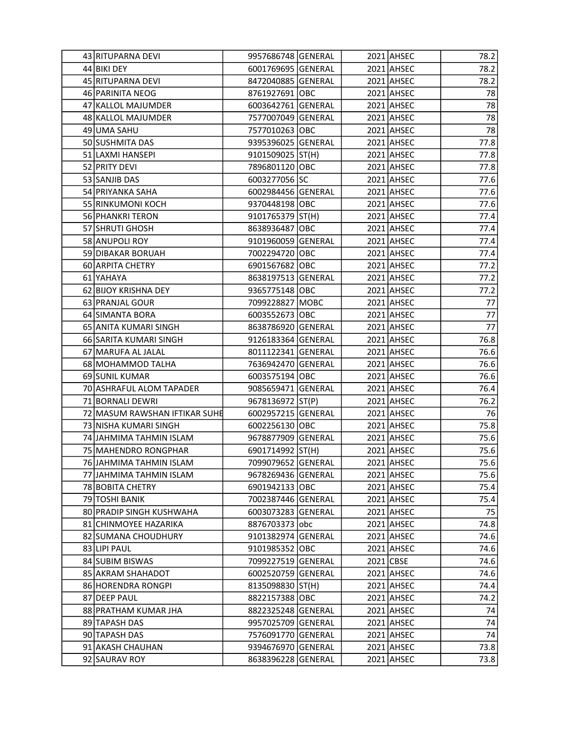| | | | | | | |
|---|---|---|---|---|---|---|
| 43 | RITUPARNA DEVI | 9957686748 | GENERAL | 2021 | AHSEC | 78.2 |
| 44 | BIKI DEY | 6001769695 | GENERAL | 2021 | AHSEC | 78.2 |
| 45 | RITUPARNA DEVI | 8472040885 | GENERAL | 2021 | AHSEC | 78.2 |
| 46 | PARINITA NEOG | 8761927691 | OBC | 2021 | AHSEC | 78 |
| 47 | KALLOL MAJUMDER | 6003642761 | GENERAL | 2021 | AHSEC | 78 |
| 48 | KALLOL MAJUMDER | 7577007049 | GENERAL | 2021 | AHSEC | 78 |
| 49 | UMA SAHU | 7577010263 | OBC | 2021 | AHSEC | 78 |
| 50 | SUSHMITA DAS | 9395396025 | GENERAL | 2021 | AHSEC | 77.8 |
| 51 | LAXMI HANSEPI | 9101509025 | ST(H) | 2021 | AHSEC | 77.8 |
| 52 | PRITY DEVI | 7896801120 | OBC | 2021 | AHSEC | 77.8 |
| 53 | SANJIB DAS | 6003277056 | SC | 2021 | AHSEC | 77.6 |
| 54 | PRIYANKA SAHA | 6002984456 | GENERAL | 2021 | AHSEC | 77.6 |
| 55 | RINKUMONI KOCH | 9370448198 | OBC | 2021 | AHSEC | 77.6 |
| 56 | PHANKRI TERON | 9101765379 | ST(H) | 2021 | AHSEC | 77.4 |
| 57 | SHRUTI GHOSH | 8638936487 | OBC | 2021 | AHSEC | 77.4 |
| 58 | ANUPOLI ROY | 9101960059 | GENERAL | 2021 | AHSEC | 77.4 |
| 59 | DIBAKAR BORUAH | 7002294720 | OBC | 2021 | AHSEC | 77.4 |
| 60 | ARPITA CHETRY | 6901567682 | OBC | 2021 | AHSEC | 77.2 |
| 61 | YAHAYA | 8638197513 | GENERAL | 2021 | AHSEC | 77.2 |
| 62 | BIJOY KRISHNA DEY | 9365775148 | OBC | 2021 | AHSEC | 77.2 |
| 63 | PRANJAL GOUR | 7099228827 | MOBC | 2021 | AHSEC | 77 |
| 64 | SIMANTA BORA | 6003552673 | OBC | 2021 | AHSEC | 77 |
| 65 | ANITA KUMARI SINGH | 8638786920 | GENERAL | 2021 | AHSEC | 77 |
| 66 | SARITA KUMARI SINGH | 9126183364 | GENERAL | 2021 | AHSEC | 76.8 |
| 67 | MARUFA AL JALAL | 8011122341 | GENERAL | 2021 | AHSEC | 76.6 |
| 68 | MOHAMMOD TALHA | 7636942470 | GENERAL | 2021 | AHSEC | 76.6 |
| 69 | SUNIL KUMAR | 6003575194 | OBC | 2021 | AHSEC | 76.6 |
| 70 | ASHRAFUL ALOM TAPADER | 9085659471 | GENERAL | 2021 | AHSEC | 76.4 |
| 71 | BORNALI DEWRI | 9678136972 | ST(P) | 2021 | AHSEC | 76.2 |
| 72 | MASUM RAWSHAN IFTIKAR SUHE | 6002957215 | GENERAL | 2021 | AHSEC | 76 |
| 73 | NISHA KUMARI SINGH | 6002256130 | OBC | 2021 | AHSEC | 75.8 |
| 74 | JAHMIMA TAHMIN ISLAM | 9678877909 | GENERAL | 2021 | AHSEC | 75.6 |
| 75 | MAHENDRO RONGPHAR | 6901714992 | ST(H) | 2021 | AHSEC | 75.6 |
| 76 | JAHMIMA TAHMIN ISLAM | 7099079652 | GENERAL | 2021 | AHSEC | 75.6 |
| 77 | JAHMIMA TAHMIN ISLAM | 9678269436 | GENERAL | 2021 | AHSEC | 75.6 |
| 78 | BOBITA CHETRY | 6901942133 | OBC | 2021 | AHSEC | 75.4 |
| 79 | TOSHI BANIK | 7002387446 | GENERAL | 2021 | AHSEC | 75.4 |
| 80 | PRADIP SINGH KUSHWAHA | 6003073283 | GENERAL | 2021 | AHSEC | 75 |
| 81 | CHINMOYEE HAZARIKA | 8876703373 | obc | 2021 | AHSEC | 74.8 |
| 82 | SUMANA CHOUDHURY | 9101382974 | GENERAL | 2021 | AHSEC | 74.6 |
| 83 | LIPI PAUL | 9101985352 | OBC | 2021 | AHSEC | 74.6 |
| 84 | SUBIM BISWAS | 7099227519 | GENERAL | 2021 | CBSE | 74.6 |
| 85 | AKRAM SHAHADOT | 6002520759 | GENERAL | 2021 | AHSEC | 74.6 |
| 86 | HORENDRA RONGPI | 8135098830 | ST(H) | 2021 | AHSEC | 74.4 |
| 87 | DEEP PAUL | 8822157388 | OBC | 2021 | AHSEC | 74.2 |
| 88 | PRATHAM KUMAR JHA | 8822325248 | GENERAL | 2021 | AHSEC | 74 |
| 89 | TAPASH DAS | 9957025709 | GENERAL | 2021 | AHSEC | 74 |
| 90 | TAPASH DAS | 7576091770 | GENERAL | 2021 | AHSEC | 74 |
| 91 | AKASH CHAUHAN | 9394676970 | GENERAL | 2021 | AHSEC | 73.8 |
| 92 | SAURAV ROY | 8638396228 | GENERAL | 2021 | AHSEC | 73.8 |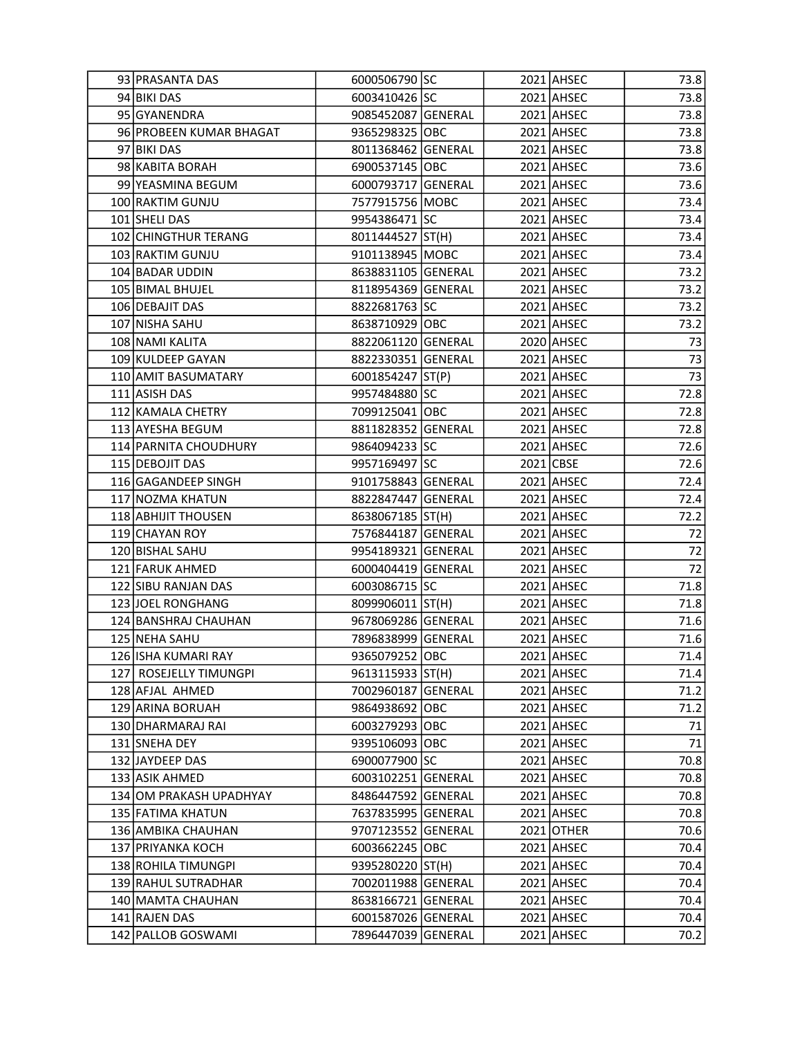| | | | | | | |
|---|---|---|---|---|---|---|
| 93 | PRASANTA DAS | 6000506790 | SC | 2021 | AHSEC | 73.8 |
| 94 | BIKI DAS | 6003410426 | SC | 2021 | AHSEC | 73.8 |
| 95 | GYANENDRA | 9085452087 | GENERAL | 2021 | AHSEC | 73.8 |
| 96 | PROBEEN KUMAR BHAGAT | 9365298325 | OBC | 2021 | AHSEC | 73.8 |
| 97 | BIKI DAS | 8011368462 | GENERAL | 2021 | AHSEC | 73.8 |
| 98 | KABITA BORAH | 6900537145 | OBC | 2021 | AHSEC | 73.6 |
| 99 | YEASMINA BEGUM | 6000793717 | GENERAL | 2021 | AHSEC | 73.6 |
| 100 | RAKTIM GUNJU | 7577915756 | MOBC | 2021 | AHSEC | 73.4 |
| 101 | SHELI DAS | 9954386471 | SC | 2021 | AHSEC | 73.4 |
| 102 | CHINGTHUR TERANG | 8011444527 | ST(H) | 2021 | AHSEC | 73.4 |
| 103 | RAKTIM GUNJU | 9101138945 | MOBC | 2021 | AHSEC | 73.4 |
| 104 | BADAR UDDIN | 8638831105 | GENERAL | 2021 | AHSEC | 73.2 |
| 105 | BIMAL BHUJEL | 8118954369 | GENERAL | 2021 | AHSEC | 73.2 |
| 106 | DEBAJIT DAS | 8822681763 | SC | 2021 | AHSEC | 73.2 |
| 107 | NISHA SAHU | 8638710929 | OBC | 2021 | AHSEC | 73.2 |
| 108 | NAMI KALITA | 8822061120 | GENERAL | 2020 | AHSEC | 73 |
| 109 | KULDEEP GAYAN | 8822330351 | GENERAL | 2021 | AHSEC | 73 |
| 110 | AMIT BASUMATARY | 6001854247 | ST(P) | 2021 | AHSEC | 73 |
| 111 | ASISH DAS | 9957484880 | SC | 2021 | AHSEC | 72.8 |
| 112 | KAMALA CHETRY | 7099125041 | OBC | 2021 | AHSEC | 72.8 |
| 113 | AYESHA BEGUM | 8811828352 | GENERAL | 2021 | AHSEC | 72.8 |
| 114 | PARNITA CHOUDHURY | 9864094233 | SC | 2021 | AHSEC | 72.6 |
| 115 | DEBOJIT DAS | 9957169497 | SC | 2021 | CBSE | 72.6 |
| 116 | GAGANDEEP SINGH | 9101758843 | GENERAL | 2021 | AHSEC | 72.4 |
| 117 | NOZMA KHATUN | 8822847447 | GENERAL | 2021 | AHSEC | 72.4 |
| 118 | ABHIJIT THOUSEN | 8638067185 | ST(H) | 2021 | AHSEC | 72.2 |
| 119 | CHAYAN ROY | 7576844187 | GENERAL | 2021 | AHSEC | 72 |
| 120 | BISHAL SAHU | 9954189321 | GENERAL | 2021 | AHSEC | 72 |
| 121 | FARUK AHMED | 6000404419 | GENERAL | 2021 | AHSEC | 72 |
| 122 | SIBU RANJAN DAS | 6003086715 | SC | 2021 | AHSEC | 71.8 |
| 123 | JOEL RONGHANG | 8099906011 | ST(H) | 2021 | AHSEC | 71.8 |
| 124 | BANSHRAJ CHAUHAN | 9678069286 | GENERAL | 2021 | AHSEC | 71.6 |
| 125 | NEHA SAHU | 7896838999 | GENERAL | 2021 | AHSEC | 71.6 |
| 126 | ISHA KUMARI RAY | 9365079252 | OBC | 2021 | AHSEC | 71.4 |
| 127 | ROSEJELLY TIMUNGPI | 9613115933 | ST(H) | 2021 | AHSEC | 71.4 |
| 128 | AFJAL AHMED | 7002960187 | GENERAL | 2021 | AHSEC | 71.2 |
| 129 | ARINA BORUAH | 9864938692 | OBC | 2021 | AHSEC | 71.2 |
| 130 | DHARMARAJ RAI | 6003279293 | OBC | 2021 | AHSEC | 71 |
| 131 | SNEHA DEY | 9395106093 | OBC | 2021 | AHSEC | 71 |
| 132 | JAYDEEP DAS | 6900077900 | SC | 2021 | AHSEC | 70.8 |
| 133 | ASIK AHMED | 6003102251 | GENERAL | 2021 | AHSEC | 70.8 |
| 134 | OM PRAKASH UPADHYAY | 8486447592 | GENERAL | 2021 | AHSEC | 70.8 |
| 135 | FATIMA KHATUN | 7637835995 | GENERAL | 2021 | AHSEC | 70.8 |
| 136 | AMBIKA CHAUHAN | 9707123552 | GENERAL | 2021 | OTHER | 70.6 |
| 137 | PRIYANKA KOCH | 6003662245 | OBC | 2021 | AHSEC | 70.4 |
| 138 | ROHILA TIMUNGPI | 9395280220 | ST(H) | 2021 | AHSEC | 70.4 |
| 139 | RAHUL SUTRADHAR | 7002011988 | GENERAL | 2021 | AHSEC | 70.4 |
| 140 | MAMTA CHAUHAN | 8638166721 | GENERAL | 2021 | AHSEC | 70.4 |
| 141 | RAJEN DAS | 6001587026 | GENERAL | 2021 | AHSEC | 70.4 |
| 142 | PALLOB GOSWAMI | 7896447039 | GENERAL | 2021 | AHSEC | 70.2 |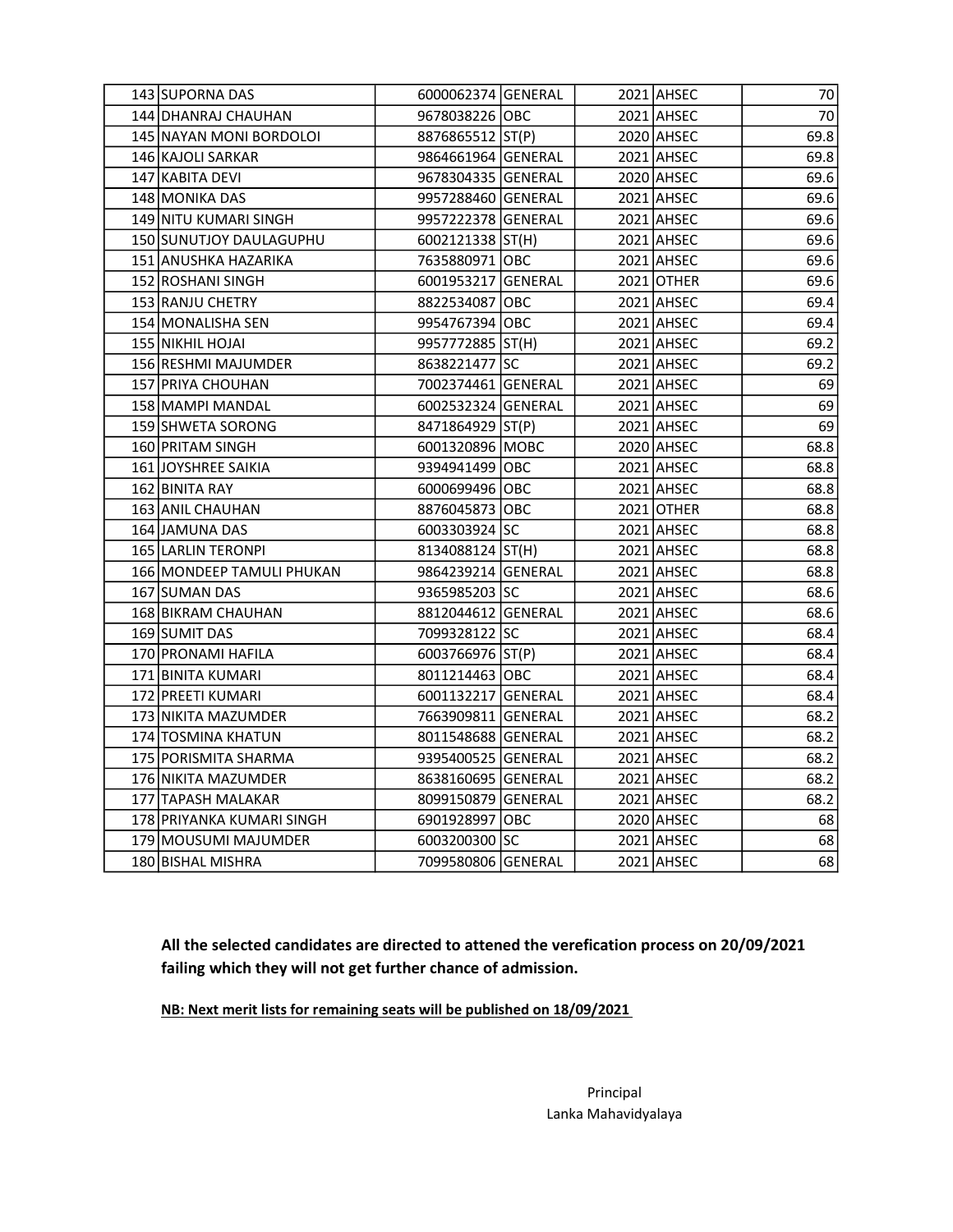| | | | | | | |
|---|---|---|---|---|---|---|
| 143 | SUPORNA DAS | 6000062374 | GENERAL | 2021 | AHSEC | 70 |
| 144 | DHANRAJ CHAUHAN | 9678038226 | OBC | 2021 | AHSEC | 70 |
| 145 | NAYAN MONI BORDOLOI | 8876865512 | ST(P) | 2020 | AHSEC | 69.8 |
| 146 | KAJOLI SARKAR | 9864661964 | GENERAL | 2021 | AHSEC | 69.8 |
| 147 | KABITA DEVI | 9678304335 | GENERAL | 2020 | AHSEC | 69.6 |
| 148 | MONIKA DAS | 9957288460 | GENERAL | 2021 | AHSEC | 69.6 |
| 149 | NITU KUMARI SINGH | 9957222378 | GENERAL | 2021 | AHSEC | 69.6 |
| 150 | SUNUTJOY DAULAGUPHU | 6002121338 | ST(H) | 2021 | AHSEC | 69.6 |
| 151 | ANUSHKA HAZARIKA | 7635880971 | OBC | 2021 | AHSEC | 69.6 |
| 152 | ROSHANI SINGH | 6001953217 | GENERAL | 2021 | OTHER | 69.6 |
| 153 | RANJU CHETRY | 8822534087 | OBC | 2021 | AHSEC | 69.4 |
| 154 | MONALISHA SEN | 9954767394 | OBC | 2021 | AHSEC | 69.4 |
| 155 | NIKHIL HOJAI | 9957772885 | ST(H) | 2021 | AHSEC | 69.2 |
| 156 | RESHMI MAJUMDER | 8638221477 | SC | 2021 | AHSEC | 69.2 |
| 157 | PRIYA CHOUHAN | 7002374461 | GENERAL | 2021 | AHSEC | 69 |
| 158 | MAMPI MANDAL | 6002532324 | GENERAL | 2021 | AHSEC | 69 |
| 159 | SHWETA SORONG | 8471864929 | ST(P) | 2021 | AHSEC | 69 |
| 160 | PRITAM SINGH | 6001320896 | MOBC | 2020 | AHSEC | 68.8 |
| 161 | JOYSHREE SAIKIA | 9394941499 | OBC | 2021 | AHSEC | 68.8 |
| 162 | BINITA RAY | 6000699496 | OBC | 2021 | AHSEC | 68.8 |
| 163 | ANIL CHAUHAN | 8876045873 | OBC | 2021 | OTHER | 68.8 |
| 164 | JAMUNA DAS | 6003303924 | SC | 2021 | AHSEC | 68.8 |
| 165 | LARLIN TERONPI | 8134088124 | ST(H) | 2021 | AHSEC | 68.8 |
| 166 | MONDEEP TAMULI PHUKAN | 9864239214 | GENERAL | 2021 | AHSEC | 68.8 |
| 167 | SUMAN DAS | 9365985203 | SC | 2021 | AHSEC | 68.6 |
| 168 | BIKRAM CHAUHAN | 8812044612 | GENERAL | 2021 | AHSEC | 68.6 |
| 169 | SUMIT DAS | 7099328122 | SC | 2021 | AHSEC | 68.4 |
| 170 | PRONAMI HAFILA | 6003766976 | ST(P) | 2021 | AHSEC | 68.4 |
| 171 | BINITA KUMARI | 8011214463 | OBC | 2021 | AHSEC | 68.4 |
| 172 | PREETI KUMARI | 6001132217 | GENERAL | 2021 | AHSEC | 68.4 |
| 173 | NIKITA MAZUMDER | 7663909811 | GENERAL | 2021 | AHSEC | 68.2 |
| 174 | TOSMINA KHATUN | 8011548688 | GENERAL | 2021 | AHSEC | 68.2 |
| 175 | PORISMITA SHARMA | 9395400525 | GENERAL | 2021 | AHSEC | 68.2 |
| 176 | NIKITA MAZUMDER | 8638160695 | GENERAL | 2021 | AHSEC | 68.2 |
| 177 | TAPASH MALAKAR | 8099150879 | GENERAL | 2021 | AHSEC | 68.2 |
| 178 | PRIYANKA KUMARI SINGH | 6901928997 | OBC | 2020 | AHSEC | 68 |
| 179 | MOUSUMI MAJUMDER | 6003200300 | SC | 2021 | AHSEC | 68 |
| 180 | BISHAL MISHRA | 7099580806 | GENERAL | 2021 | AHSEC | 68 |

**All the selected candidates are directed to attened the verefication process on 20/09/2021 failing which they will not get further chance of admission.**

**NB: Next merit lists for remaining seats will be published on 18/09/2021**

Principal
Lanka Mahavidyalaya